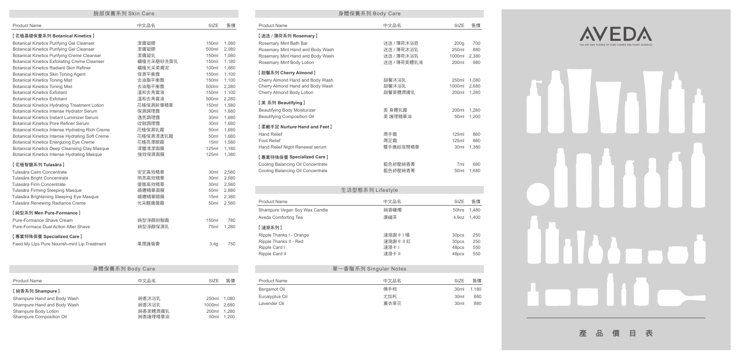## 臉部保養系列 Skin Care

| Product Name | 中文品名 | SIZE | 售價 |
| --- | --- | --- | --- |
| **【花植基礎保養系列 Botanical Kinetics】** | | | |
| Botanical Kinetics Purifying Gel Cleanser | 潔膚凝膠 | 150ml | 1,080 |
| Botanical Kinetics Purifying Gel Cleanser | 潔膚凝膠 | 500ml | 2,080 |
| Botanical Kinetics Purifying Creme Cleanser | 潔膚凝乳 | 150ml | 1,080 |
| Botanical Kinetics Exfoliating Creme Cleanser | 礦植光采磨砂洗面乳 | 150ml | 1,180 |
| Botanical Kinetics Radiant Skin Refiner | 礦植光采柔膚泥 | 100ml | 1,680 |
| Botanical Kinetics Skin Toning Agent | 保濕平衡露 | 150ml | 1,100 |
| Botanical Kinetics Toning Mist | 去油脂平衡露 | 150ml | 1,100 |
| Botanical Kinetics Toning Mist | 去油脂平衡露 | 500ml | 2,280 |
| Botanical Kinetics Exfoliant | 溫和去角質液 | 150ml | 1,100 |
| Botanical Kinetics Exfoliant | 溫和去角質液 | 500ml | 2,280 |
| Botanical Kinetics Hydrating Treatment Lotion | 花植保濕前導精華 | 150ml | 1,580 |
| Botanical Kinetics Intense Hydrator Serum | 保濕調理露 | 30ml | 1,680 |
| Botanical Kinetics Instant Luminizer Serum | 透亮調理露 | 30ml | 1,680 |
| Botanical Kinetics Pore Refiner Serum | 收斂調理露 | 30ml | 1,680 |
| Botanical Kinetics Intense Hydrating Rich Creme | 花植保濕乳霜 | 50ml | 1,680 |
| Botanical Kinetics Intense Hydrating Soft Creme | 花植保濕清透乳霜 | 50ml | 1,680 |
| Botanical Kinetics Energizing Eye Creme | 花植亮澤眼霜 | 15ml | 1,580 |
| Botanical Kinetics Deep Cleansing Clay Masque | 深層清潔面膜 | 125ml | 1,180 |
| Botanical Kinetics Intense Hydrating Masque | 強效保濕面膜 | 125ml | 1,380 |
| **【花植智慧系列 Tulasāra】** | | | |
| Tulasāra Calm Concentrate | 安定高效精華 | 30ml | 2,580 |
| Tulasāra Bright Concentrate | 明亮高效精華 | 30ml | 2,580 |
| Tulasāra Firm Concentrate | 優雅高效精華 | 30ml | 2,580 |
| Tulasāra Firming Sleeping Masque | 嬉禮精華面膜 | 50ml | 2,880 |
| Tulasāra Brightening Sleeping Eye Masque | 嬉禮精華眼膜 | 15ml | 2,380 |
| Tulasāra Renewing Radiance Creme | 光采醒膚晨霜 | 50ml | 2,580 |
| **【純型系列 Men Pure-Formance】** | | | |
| Pure-Formance Shave Cream | 純型淨顏刮鬍霜 | 150ml | 780 |
| Pure-Formace Dual Action After Shave | 純型淨顏保濕乳 | 75ml | 1,280 |
| **【專業特殊保養 Specialized Care】** | | | |
| Feed My Lips Pure Nourish-mint Lip Treatment | 果潤護唇膏 | 3.4g | 750 |

## 身體保養系列 Body Care

| Product Name | 中文品名 | SIZE | 售價 |
| --- | --- | --- | --- |
| **【純香系列 Shampure】** | | | |
| Shampure Hand and Body Wash | 純香沐浴乳 | 250ml | 1,080 |
| Shampure Hand and Body Wash | 純香沐浴乳 | 1000ml | 2,680 |
| Shampure Body Lotion | 純香美體潤膚乳 | 200ml | 1,280 |
| Shampure Composition Oil | 純香護理精華油 | 50ml | 1,200 |

## 身體保養系列 Body Care

| Product Name | 中文品名 | SIZE | 售價 |
| --- | --- | --- | --- |
| **【迷迭 / 薄荷系列 Rosemary】** | | | |
| Rosemary Mint Bath Bar | 迷迭 / 薄荷沐浴皂 | 200g | 700 |
| Rosemary Mint Hand and Body Wash | 迷迭 / 薄荷沐浴乳 | 250ml | 880 |
| Rosemary Mint Hand and Body Wash | 迷迭 / 薄荷沐浴乳 | 1000ml | 2,380 |
| Rosemary Mint Body Lotion | 迷迭 / 薄荷美體乳液 | 200ml | 980 |
| **【甜馨系列 Cherry Almond】** | | | |
| Cherry Almond Hand and Body Wash | 甜馨沐浴乳 | 250ml | 1,080 |
| Cherry Almond Hand and Body Wash | 甜馨沐浴乳 | 1000ml | 2,680 |
| Cherry Almond Body Lotion | 甜馨美體潤膚乳 | 200ml | 1,280 |
| **【美 系列 Beautifying】** | | | |
| Beautifying Body Moisturizer | 美 身體乳霜 | 200ml | 1,280 |
| Beautifying Composition Oil | 美 護理精華油 | 50ml | 1,200 |
| **【柔嫩手足 Nurture Hand and Feet】** | | | |
| Hand Relief | 潤手霜 | 125ml | 880 |
| Foot Relief | 潤足霜 | 125ml | 880 |
| Hand Relief Night Renewal serum | 雙手撫紋夜間精華 | 30ml | 1,380 |
| **【專業特殊保養 Specialized Care】** | | | |
| Cooling Balancing Oil Concentrate | 藍色紓壓純香菁 | 7ml | 680 |
| Cooling Balancing Oil Concentrate | 藍色紓壓純香菁 | 50ml | 1,680 |

## 生活型態系列 Lifestyle

| Product Name | 中文品名 | SIZE | 售價 |
| --- | --- | --- | --- |
| Shampure Vegan Soy Wax Candle | 純香蠟燭 | 50hrs | 1,480 |
| Aveda Comforting Tea | 康福茶 | 4.9oz | 1,400 |
| **【漣漪系列】** | | | |
| Ripple Thanks I - Orange | 漣漪謝卡 I 橘 | 30pcs | 250 |
| Ripple Thanks II - Red | 漣漪謝卡 II 紅 | 30pcs | 250 |
| Ripple Card I | 漣漪卡 I | 48pcs | 550 |
| Ripple Card II | 漣漪卡 II | 48pcs | 550 |

## 單一香階系列 Singular Notes

| Product Name | 中文品名 | SIZE | 售價 |
| --- | --- | --- | --- |
| Bergamot Oil | 佛手柑 | 30ml | 1,180 |
| Eucalyptus Oil | 尤加利 | 30ml | 880 |
| Lavender Oil | 薰衣草花 | 30ml | 880 |

AVEDA

THE ART AND SCIENCE OF PURE FLOWER AND PLANT ESSENCES

# 產 品 價 目 表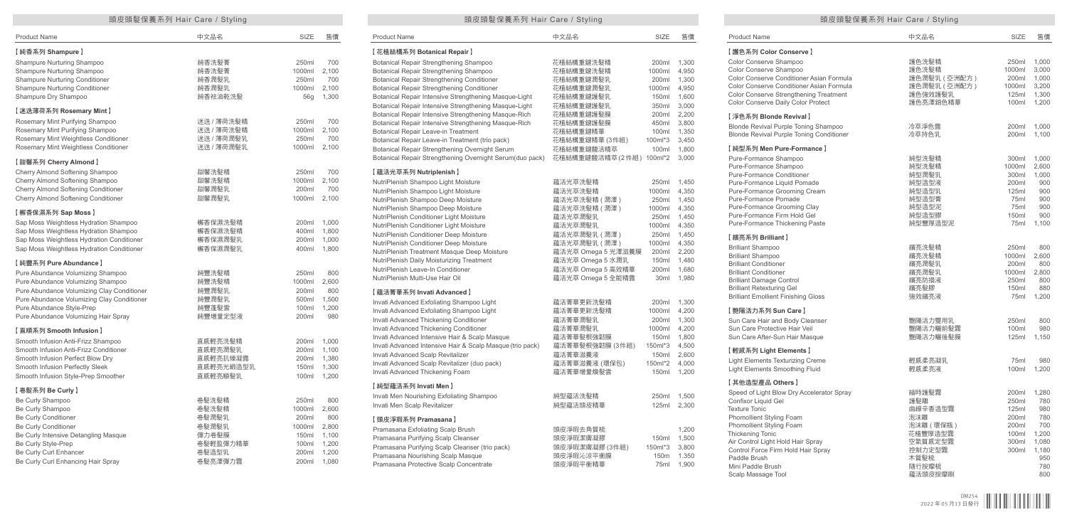## 頭皮頭髮保養系列 Hair Care / Styling

| Product Name | 中文品名 | SIZE | 售價 |
|---|---|---|---|
| **【純香系列 Shampure】** | | | |
| Shampure Nurturing Shampoo | 純香洗髮菁 | 250ml | 700 |
| Shampure Nurturing Shampoo | 純香洗髮菁 | 1000ml | 2,100 |
| Shampure Nurturing Conditioner | 純香潤髮乳 | 250ml | 700 |
| Shampure Nurturing Conditioner | 純香潤髮乳 | 1000ml | 2,100 |
| Shampure Dry Shampoo | 純香粧油乾洗髮 | 56g | 1,300 |
| **【迷迭薄荷系列 Rosemary Mint】** | | | |
| Rosemary Mint Purifying Shampoo | 迷迭 / 薄荷洗髮精 | 250ml | 700 |
| Rosemary Mint Purifying Shampoo | 迷迭 / 薄荷洗髮精 | 1000ml | 2,100 |
| Rosemary Mint Weightless Conditioner | 迷迭 / 薄荷潤髮乳 | 250ml | 700 |
| Rosemary Mint Weightless Conditioner | 迷迭 / 薄荷潤髮乳 | 1000ml | 2,100 |
| **【甜馨系列 Cherry Almond】** | | | |
| Cherry Almond Softening Shampoo | 甜馨洗髮精 | 250ml | 700 |
| Cherry Almond Softening Shampoo | 甜馨洗髮精 | 1000ml | 2,100 |
| Cherry Almond Softening Conditioner | 甜馨潤髮乳 | 200ml | 700 |
| Cherry Almond Softening Conditioner | 甜馨潤髮乳 | 1000ml | 2,100 |
| **【槲香保濕系列 Sap Moss】** | | | |
| Sap Moss Weightless Hydration Shampoo | 槲香保濕洗髮精 | 200ml | 1,000 |
| Sap Moss Weightless Hydration Shampoo | 槲香保濕洗髮精 | 400ml | 1,800 |
| Sap Moss Weightless Hydration Conditioner | 槲香保濕潤髮乳 | 200ml | 1,000 |
| Sap Moss Weightless Hydration Conditioner | 槲香保濕潤髮乳 | 400ml | 1,800 |
| **【純豐系列 Pure Abundance】** | | | |
| Pure Abundance Volumizing Shampoo | 純豐洗髮精 | 250ml | 800 |
| Pure Abundance Volumizing Shampoo | 純豐洗髮精 | 1000ml | 2,600 |
| Pure Abundance Volumizing Clay Conditioner | 純豐潤髮乳 | 200ml | 800 |
| Pure Abundance Volumizing Clay Conditioner | 純豐潤髮乳 | 500ml | 1,500 |
| Pure Abundance Style-Prep | 純豐蓬髮露 | 100ml | 1,200 |
| Pure Abundance Volumizing Hair Spray | 純豐增量定型液 | 200ml | 980 |
| **【直順系列 Smooth Infusion】** | | | |
| Smooth Infusion Anti-Frizz Shampoo | 直感輕亮洗髮精 | 200ml | 1,000 |
| Smooth Infusion Anti-Frizz Conditioner | 直感輕亮潤髮乳 | 200ml | 1,100 |
| Smooth Infusion Perfect Blow Dry | 直感輕亮抗燥凝露 | 200ml | 1,380 |
| Smooth Infusion Perfectly Sleek | 直感輕亮光緞造型乳 | 150ml | 1,300 |
| Smooth Infusion Style-Prep Smoother | 直感輕亮順髮乳 | 100ml | 1,200 |
| **【卷髮系列 Be Curly】** | | | |
| Be Curly Shampoo | 卷髮洗髮精 | 250ml | 800 |
| Be Curly Shampoo | 卷髮洗髮精 | 1000ml | 2,600 |
| Be Curly Conditioner | 卷髮潤髮乳 | 200ml | 800 |
| Be Curly Conditioner | 卷髮潤髮乳 | 1000ml | 2,800 |
| Be Curly Intensive Detangling Masque | 彈力卷髮膜 | 150ml | 1,100 |
| Be Curly Style-Prep | 卷髮輕盈彈力精華 | 100ml | 1,200 |
| Be Curly Curl Enhancer | 卷髮造型乳 | 200ml | 1,200 |
| Be Curly Curl Enhancing Hair Spray | 卷髮亮澤彈力霧 | 200ml | 1,080 |

| Product Name | 中文品名 | SIZE | 售價 |
|---|---|---|---|
| **【花植結構系列 Botanical Repair】** | | | |
| Botanical Repair Strengthening Shampoo | 花植結構重鍵洗髮精 | 200ml | 1,300 |
| Botanical Repair Strengthening Shampoo | 花植結構重鍵洗髮精 | 1000ml | 4,950 |
| Botanical Repair Strengthening Conditioner | 花植結構重鍵潤髮乳 | 200ml | 1,300 |
| Botanical Repair Strengthening Conditioner | 花植結構重鍵潤髮乳 | 1000ml | 4,950 |
| Botanical Repair Intensive Strengthening Masque-Light | 花植結構重鍵護髮乳 | 150ml | 1,600 |
| Botanical Repair Intensive Strengthening Masque-Light | 花植結構重鍵護髮乳 | 350ml | 3,000 |
| Botanical Repair Intensive Strengthening Masque-Rich | 花植結構重鍵護髮膜 | 200ml | 2,200 |
| Botanical Repair Intensive Strengthening Masque-Rich | 花植結構重鍵護髮膜 | 450ml | 3,800 |
| Botanical Repair Leave-in Treatment | 花植結構重鍵精華 | 100ml | 1,350 |
| Botanical Repair Leave-in Treatment (trio pack) | 花植結構重鍵精華 (3件組) | 100ml*3 | 3,450 |
| Botanical Repair Strengthening Overnight Serum | 花植結構重鍵髓活精萃 | 100ml | 1,800 |
| Botanical Repair Strengthening Overnight Serum(duo pack) | 花植結構重鍵髓活精萃(2件組) | 100ml*2 | 3,000 |
| **【蘊活光萃系列 Nutriplenish】** | | | |
| NutriPlenish Shampoo Light Moisture | 蘊活光萃洗髮精 | 250ml | 1,450 |
| NutriPlenish Shampoo Light Moisture | 蘊活光萃洗髮精 | 1000ml | 4,350 |
| NutriPlenish Shampoo Deep Moisture | 蘊活光萃洗髮精（潤澤） | 250ml | 1,450 |
| NutriPlenish Shampoo Deep Moisture | 蘊活光萃洗髮精（潤澤） | 1000ml | 4,350 |
| NutriPlenish Conditioner Light Moisture | 蘊活光萃潤髮乳 | 250ml | 1,450 |
| NutriPlenish Conditioner Light Moisture | 蘊活光萃潤髮乳 | 1000ml | 4,350 |
| NutriPlenish Conditioner Deep Moisture | 蘊活光萃潤髮乳（潤澤） | 250ml | 1,450 |
| NutriPlenish Conditioner Deep Moisture | 蘊活光萃潤髮乳（潤澤） | 1000ml | 4,350 |
| NutriPlenish Treatment Masque Deep Moisture | 蘊活光萃 Omega 5 光澤滋養膜 | 200ml | 2,200 |
| NutriPlenish Daily Moisturizing Treatment | 蘊活光萃 Omega 5 水潤乳 | 150ml | 1,480 |
| NutriPlenish Leave-In Conditioner | 蘊活光萃 Omega 5 高效精華 | 200ml | 1,680 |
| NutriPlenish Multi-Use Hair Oil | 蘊活光萃 Omega 5 全能精露 | 30ml | 1,980 |
| **【蘊活菁華系列 Invati Advanced】** | | | |
| Invati Advanced Exfoliating Shampoo Light | 蘊活菁華更新洗髮精 | 200ml | 1,300 |
| Invati Advanced Exfoliating Shampoo Light | 蘊活菁華更新洗髮精 | 1000ml | 4,200 |
| Invati Advanced Thickening Conditioner | 蘊活菁華潤髮乳 | 200ml | 1,300 |
| Invati Advanced Thickening Conditioner | 蘊活菁華潤髮乳 | 1000ml | 4,200 |
| Invati Advanced Intensive Hair & Scalp Masque | 蘊活菁華髮根強韌膜 | 150ml | 1,800 |
| Invati Advanced Intensive Hair & Scalp Masque (trio pack) | 蘊活菁華髮根強韌膜 (3件組) | 150ml*3 | 4,500 |
| Invati Advanced Scalp Revitalizer | 蘊活菁華滋養液 | 150ml | 2,600 |
| Invati Advanced Scalp Revitalizer (duo pack) | 蘊活菁華滋養液 (環保包) | 150ml*2 | 4,000 |
| Invati Advanced Thickening Foam | 蘊活菁華增量煥髮露 | 150ml | 1,200 |
| **【純型蘊活系列 Invati Men】** | | | |
| Invati Men Nourishing Exfoliating Shampoo | 純型蘊活洗髮精 | 250ml | 1,500 |
| Invati Men Scalp Revitalizer | 純型蘊活頭皮精華 | 125ml | 2,300 |
| **【頭皮淨瑕系列 Pramasana】** | | | |
| Pramasana Exfoliating Scalp Brush | 頭皮淨瑕去角質梳 | | 1,200 |
| Pramasana Purifying Scalp Cleanser | 頭皮淨瑕潔膚凝膠 | 150ml | 1,500 |
| Pramasana Purifying Scalp Cleanser (trio pack) | 頭皮淨瑕潔膚凝膠 (3件組) | 150ml*3 | 3,800 |
| Pramasana Nourishing Scalp Masque | 頭皮淨瑕沁涼平衡膜 | 150m | 1,350 |
| Pramasana Protective Scalp Concentrate | 頭皮淨瑕平衡精華 | 75ml | 1,900 |

| Product Name | 中文品名 | SIZE | 售價 |
|---|---|---|---|
| **【護色系列 Color Conserve】** | | | |
| Color Conserve Shampoo | 護色洗髮精 | 250ml | 1,000 |
| Color Conserve Shampoo | 護色洗髮精 | 1000ml | 3,000 |
| Color Conserve Conditioner Asian Formula | 護色潤髮乳（亞洲配方） | 200ml | 1,000 |
| Color Conserve Conditioner Asian Formula | 護色潤髮乳（亞洲配方） | 1000ml | 3,200 |
| Color Conserve Strengthening Treatment | 護色強效護髮乳 | 125ml | 1,300 |
| Color Conserve Daily Color Protect | 護色亮澤鎖色精華 | 100ml | 1,200 |
| **【淨色系列 Blonde Revival】** | | | |
| Blonde Revival Purple Toning Shampoo | 冷萃淨色露 | 200ml | 1,000 |
| Blonde Revival Purple Toning Conditioner | 冷萃持色乳 | 200ml | 1,100 |
| **【純型系列 Men Pure-Formance】** | | | |
| Pure-Formance Shampoo | 純型洗髮精 | 300ml | 1,000 |
| Pure-Formance Shampoo | 純型洗髮精 | 1000ml | 2,600 |
| Pure-Formance Conditioner | 純型潤髮乳 | 300ml | 1,000 |
| Pure-Formance Liquid Pomade | 純型造型液 | 200ml | 900 |
| Pure-Formance Grooming Cream | 純型造型乳 | 125ml | 900 |
| Pure-Formance Pomade | 純型造型膏 | 75ml | 900 |
| Pure-Formance Grooming Clay | 純型造型泥 | 75ml | 900 |
| Pure-Formance Firm Hold Gel | 純型造型膠 | 150ml | 900 |
| Pure-Formance Thickening Paste | 純型豐厚造型泥 | 75ml | 1,100 |
| **【纖亮系列 Brilliant】** | | | |
| Brilliant Shampoo | 纖亮洗髮精 | 250ml | 800 |
| Brilliant Shampoo | 纖亮洗髮精 | 1000ml | 2,600 |
| Brilliant Conditioner | 纖亮潤髮乳 | 200ml | 800 |
| Brilliant Conditioner | 纖亮潤髮乳 | 1000ml | 2,800 |
| Brilliant Damage Control | 纖亮防損液 | 250ml | 800 |
| Brilliant Retexturing Gel | 纖亮髮膠 | 150ml | 880 |
| Brilliant Emollient Finishing Gloss | 強效纖亮液 | 75ml | 1,200 |
| **【艷陽活力系列 Sun Care】** | | | |
| Sun Care Hair and Body Cleanser | 艷陽活力豐用乳 | 250ml | 800 |
| Sun Care Protective Hair Veil | 艷陽活力曬前髮霧 | 100ml | 980 |
| Sun Care After-Sun Hair Masque | 艷陽活力曬後髮膜 | 125ml | 1,150 |
| **【輕感系列 Light Elements】** | | | |
| Light Elements Texturizing Creme | 輕感柔亮凝乳 | 75ml | 980 |
| Light Elements Smoothing Fluid | 輕感柔亮液 | 100ml | 1,200 |
| **【其他造型產品 Others】** | | | |
| Speed of Light Blow Dry Accelerator Spray | 縮時護髮霧 | 200ml | 1,280 |
| Confixor Liquid Gel | 護髮雕 | 250ml | 780 |
| Texture Tonic | 曲線辛香造型霧 | 125ml | 980 |
| Phomollient Styling Foam | 泡沫雕 | 200ml | 780 |
| Phomollient Styling Foam | 泡沫雕（環保瓶） | 200ml | 700 |
| Thickening Tonic | 花植豐厚造型霧 | 100ml | 1,200 |
| Air Control Light Hold Hair Spray | 空氣質感定型霧 | 300ml | 1,080 |
| Control Force Firm Hold Hair Spray | 控制力定型霧 | 300ml | 1,180 |
| Paddle Brush | 木質髮梳 | | 950 |
| Mini Paddle Brush | 隨行按摩梳 | | 780 |
| Scalp Massage Tool | 蘊活頭皮按摩刷 | | 800 |

DM254
2022 年 05 月 13 日發行